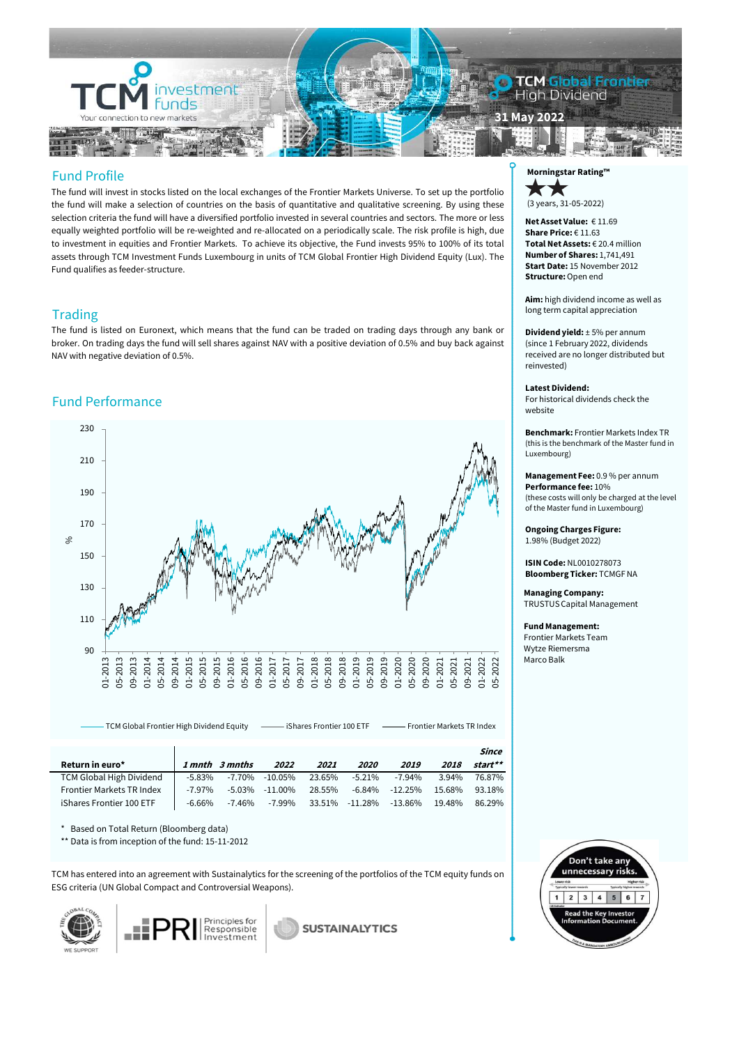# TCM investment funds

Your connection to new markets

**TCM Global Frontier High Dividend**

**31 May 2022**

## Fund Profile

The fund will invest in stocks listed on the local exchanges of the Frontier Markets Universe. To set up the portfolio the fund will make a selection of countries on the basis of quantitative and qualitative screening. By using these selection criteria the fund will have a diversified portfolio invested in several countries and sectors. The more or less equally weighted portfolio will be re-weighted and re-allocated on a periodically scale. The risk profile is high, due to investment in equities and Frontier Markets. To achieve its objective, the Fund invests 95% to 100% of its total assets through TCM Investment Funds Luxembourg in units of TCM Global Frontier High Dividend Equity (Lux). The Fund qualifies as feeder-structure.

## Trading

The fund is listed on Euronext, which means that the fund can be traded on trading days through any bank or broker. On trading days the fund will sell shares against NAV with a positive deviation of 0.5% and buy back against NAV with negative deviation of 0.5%.

## Fund Performance

Legend: TCM Global Frontier High Dividend Equity — iShares Frontier 100 ETF — Frontier Markets TR Index

| Return in euro* | 1 mnth | 3 mnths | 2022 | 2021 | 2020 | 2019 | 2018 | Since start** |
|---|---|---|---|---|---|---|---|---|
| TCM Global High Dividend | -5.83% | -7.70% | -10.05% | 23.65% | -5.21% | -7.94% | 3.94% | 76.87% |
| Frontier Markets TR Index | -7.97% | -5.03% | -11.00% | 28.55% | -6.84% | -12.25% | 15.68% | 93.18% |
| iShares Frontier 100 ETF | -6.66% | -7.46% | -7.99% | 33.51% | -11.28% | -13.86% | 19.48% | 86.29% |

\* Based on Total Return (Bloomberg data)

** Data is from inception of the fund: 15-11-2012

TCM has entered into an agreement with Sustainalytics for the screening of the portfolios of the TCM equity funds on ESG criteria (UN Global Compact and Controversial Weapons).

The Global Compact – We Support | PRI Principles for Responsible Investment | Sustainalytics

**Morningstar Rating™**

★★

(3 years, 31-05-2022)

**Net Asset Value:** € 11.69
**Share Price:** € 11.63
**Total Net Assets:** € 20.4 million
**Number of Shares:** 1,741,491
**Start Date:** 15 November 2012
**Structure:** Open end

**Aim:** high dividend income as well as long term capital appreciation

**Dividend yield:** ± 5% per annum (since 1 February 2022, dividends received are no longer distributed but reinvested)

**Latest Dividend:**
For historical dividends check the website

**Benchmark:** Frontier Markets Index TR (this is the benchmark of the Master fund in Luxembourg)

**Management Fee:** 0.9 % per annum
**Performance fee:** 10%
(these costs will only be charged at the level of the Master fund in Luxembourg)

**Ongoing Charges Figure:**
1.98% (Budget 2022)

**ISIN Code:** NL0010278073
**Bloomberg Ticker:** TCMGF NA

**Managing Company:**
TRUSTUS Capital Management

**Fund Management:**
Frontier Markets Team
Wytze Riemersma
Marco Balk

Don't take any unnecessary risks.

Lower risk — Higher risk

1 2 3 4 5 6 7

Read the Key Investor Information Document.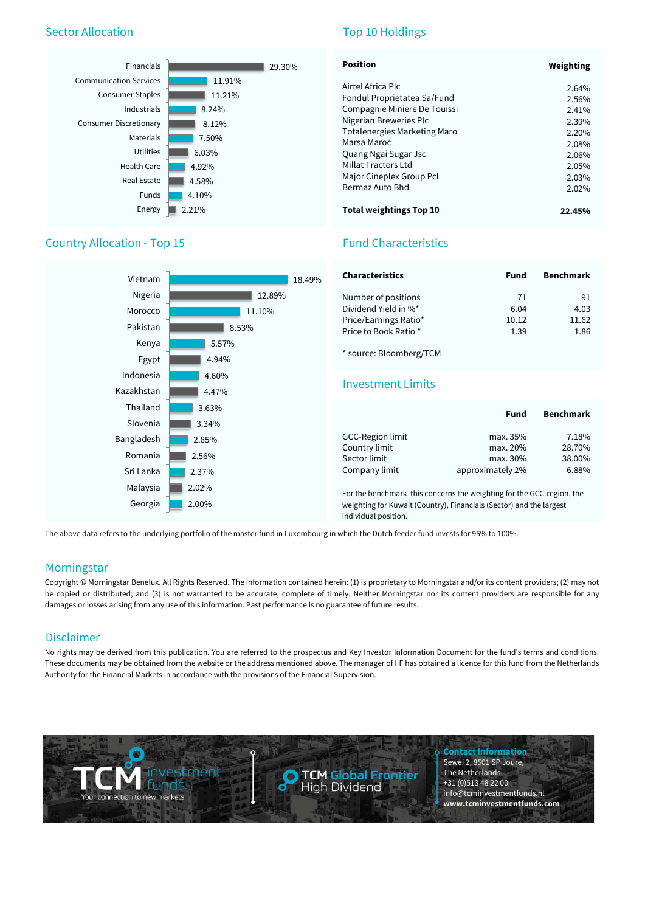## Sector Allocation

Financials 29.30%
Communication Services 11.91%
Consumer Staples 11.21%
Industrials 8.24%
Consumer Discretionary 8.12%
Materials 7.50%
Utilities 6.03%
Health Care 4.92%
Real Estate 4.58%
Funds 4.10%
Energy 2.21%

## Top 10 Holdings

| Position | Weighting |
|---|---|
| Airtel Africa Plc | 2.64% |
| Fondul Proprietatea Sa/Fund | 2.56% |
| Compagnie Miniere De Touissi | 2.41% |
| Nigerian Breweries Plc | 2.39% |
| Totalenergies Marketing Maro | 2.20% |
| Marsa Maroc | 2.08% |
| Quang Ngai Sugar Jsc | 2.06% |
| Millat Tractors Ltd | 2.05% |
| Major Cineplex Group Pcl | 2.03% |
| Bermaz Auto Bhd | 2.02% |
| **Total weightings Top 10** | **22.45%** |

## Country Allocation - Top 15

Vietnam 18.49%
Nigeria 12.89%
Morocco 11.10%
Pakistan 8.53%
Kenya 5.57%
Egypt 4.94%
Indonesia 4.60%
Kazakhstan 4.47%
Thailand 3.63%
Slovenia 3.34%
Bangladesh 2.85%
Romania 2.56%
Sri Lanka 2.37%
Malaysia 2.02%
Georgia 2.00%

## Fund Characteristics

| Characteristics | Fund | Benchmark |
|---|---|---|
| Number of positions | 71 | 91 |
| Dividend Yield in %* | 6.04 | 4.03 |
| Price/Earnings Ratio* | 10.12 | 11.62 |
| Price to Book Ratio * | 1.39 | 1.86 |

* source: Bloomberg/TCM

## Investment Limits

| | Fund | Benchmark |
|---|---|---|
| GCC-Region limit | max. 35% | 7.18% |
| Country limit | max. 20% | 28.70% |
| Sector limit | max. 30% | 38.00% |
| Company limit | approximately 2% | 6.88% |

For the benchmark this concerns the weighting for the GCC-region, the weighting for Kuwait (Country), Financials (Sector) and the largest individual position.

The above data refers to the underlying portfolio of the master fund in Luxembourg in which the Dutch feeder fund invests for 95% to 100%.

## Morningstar

Copyright © Morningstar Benelux. All Rights Reserved. The information contained herein: (1) is proprietary to Morningstar and/or its content providers; (2) may not be copied or distributed; and (3) is not warranted to be accurate, complete of timely. Neither Morningstar nor its content providers are responsible for any damages or losses arising from any use of this information. Past performance is no guarantee of future results.

## Disclaimer

No rights may be derived from this publication. You are referred to the prospectus and Key Investor Information Document for the fund's terms and conditions. These documents may be obtained from the website or the address mentioned above. The manager of IIF has obtained a licence for this fund from the Netherlands Authority for the Financial Markets in accordance with the provisions of the Financial Supervision.

TCM investment funds
Your connection to new markets

TCM Global Frontier High Dividend

**Contact Information**
Sewei 2, 8501 SP Joure,
The Netherlands
+31 (0)513 48 22 00
info@tcminvestmentfunds.nl
**www.tcminvestmentfunds.com**